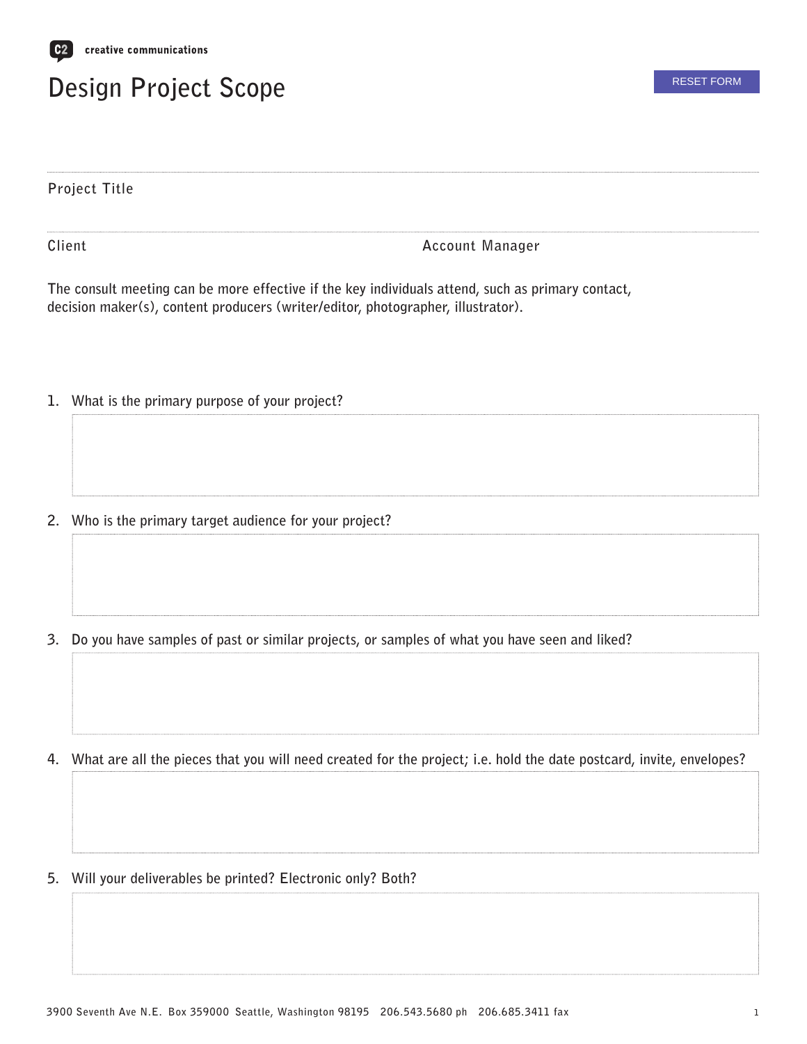C2 creative communications

# Design Project Scope

RESET FORM

Project Title

Client

Account Manager

The consult meeting can be more effective if the key individuals attend, such as primary contact, decision maker(s), content producers (writer/editor, photographer, illustrator).

1. What is the primary purpose of your project?

2. Who is the primary target audience for your project?

3. Do you have samples of past or similar projects, or samples of what you have seen and liked?

4. What are all the pieces that you will need created for the project; i.e. hold the date postcard, invite, envelopes?

5. Will your deliverables be printed? Electronic only? Both?

3900 Seventh Ave N.E. Box 359000 Seattle, Washington 98195 206.543.5680 ph 206.685.3411 fax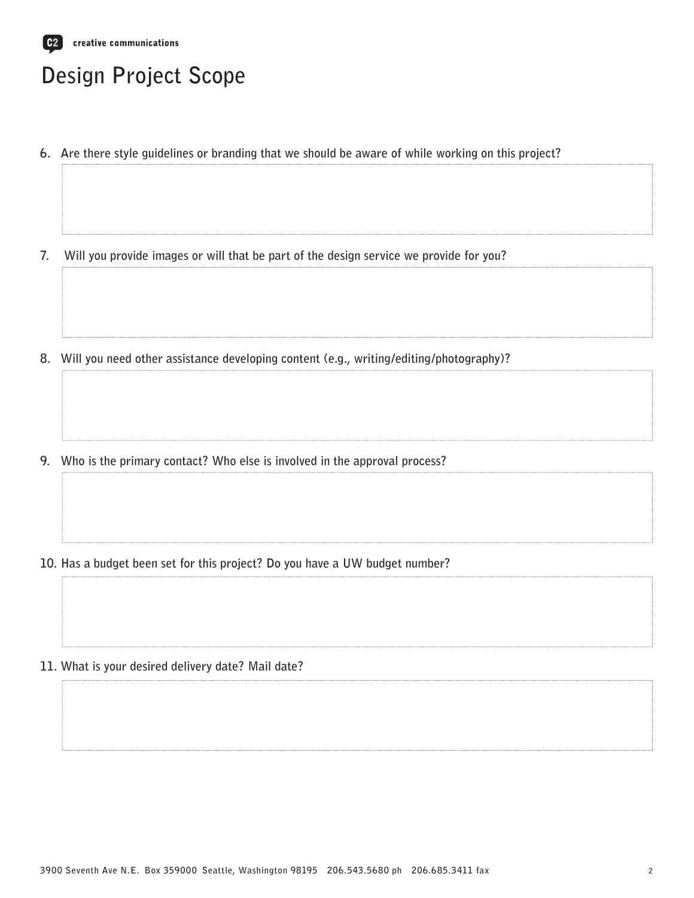C2 creative communications

# Design Project Scope

6. Are there style guidelines or branding that we should be aware of while working on this project?

7. Will you provide images or will that be part of the design service we provide for you?

8. Will you need other assistance developing content (e.g., writing/editing/photography)?

9. Who is the primary contact? Who else is involved in the approval process?

10. Has a budget been set for this project? Do you have a UW budget number?

11. What is your desired delivery date? Mail date?

3900 Seventh Ave N.E. Box 359000 Seattle, Washington 98195 206.543.5680 ph 206.685.3411 fax